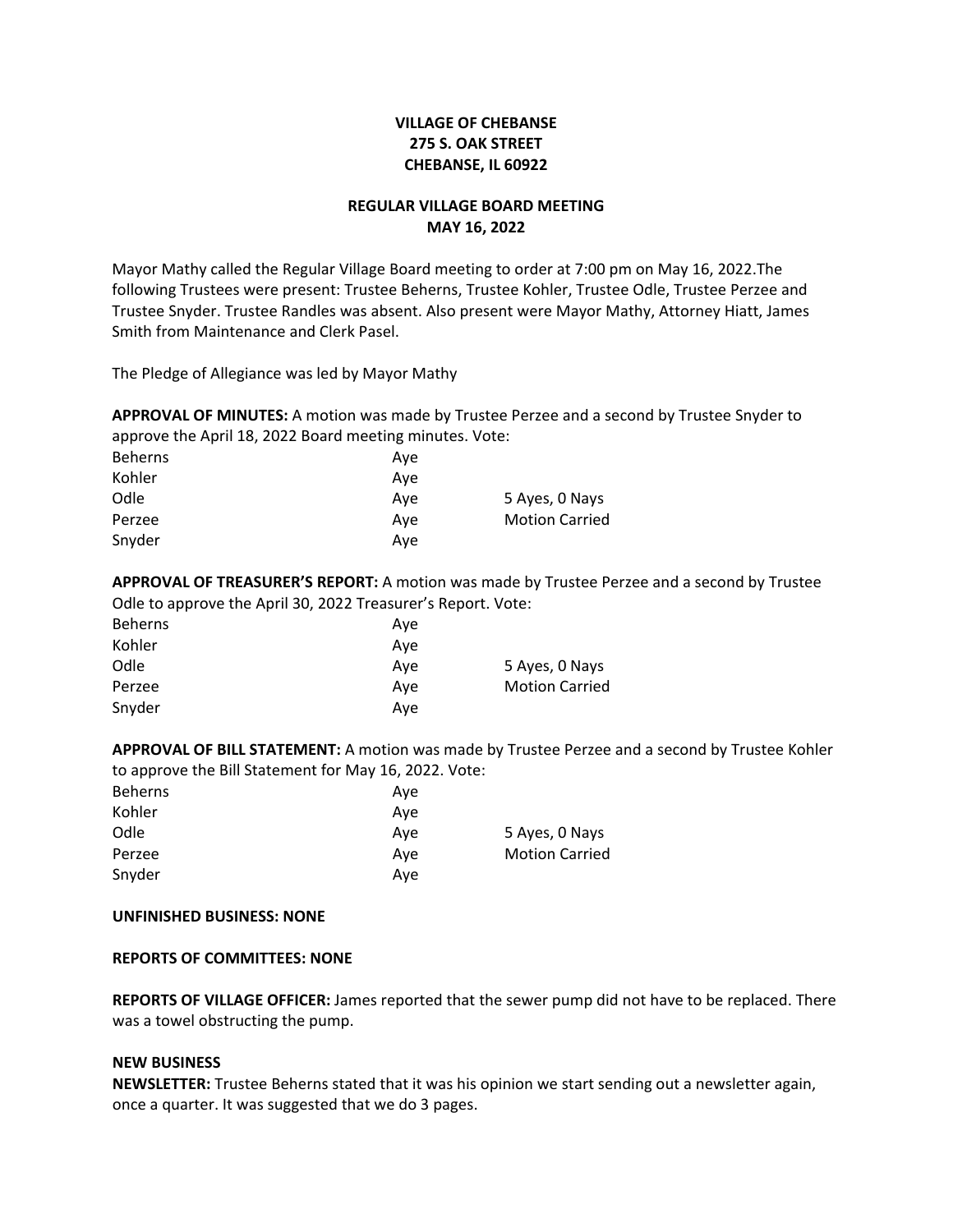**VILLAGE OF CHEBANSE**
**275 S. OAK STREET**
**CHEBANSE, IL 60922**

**REGULAR VILLAGE BOARD MEETING**
**MAY 16, 2022**

Mayor Mathy called the Regular Village Board meeting to order at 7:00 pm on May 16, 2022.The following Trustees were present: Trustee Beherns, Trustee Kohler, Trustee Odle, Trustee Perzee and Trustee Snyder. Trustee Randles was absent. Also present were Mayor Mathy, Attorney Hiatt, James Smith from Maintenance and Clerk Pasel.

The Pledge of Allegiance was led by Mayor Mathy

**APPROVAL OF MINUTES:** A motion was made by Trustee Perzee and a second by Trustee Snyder to approve the April 18, 2022 Board meeting minutes. Vote:

| | | |
|---|---|---|
| Beherns | Aye | |
| Kohler | Aye | |
| Odle | Aye | 5 Ayes, 0 Nays |
| Perzee | Aye | Motion Carried |
| Snyder | Aye | |

**APPROVAL OF TREASURER'S REPORT:** A motion was made by Trustee Perzee and a second by Trustee Odle to approve the April 30, 2022 Treasurer's Report. Vote:

| | | |
|---|---|---|
| Beherns | Aye | |
| Kohler | Aye | |
| Odle | Aye | 5 Ayes, 0 Nays |
| Perzee | Aye | Motion Carried |
| Snyder | Aye | |

**APPROVAL OF BILL STATEMENT:** A motion was made by Trustee Perzee and a second by Trustee Kohler to approve the Bill Statement for May 16, 2022. Vote:

| | | |
|---|---|---|
| Beherns | Aye | |
| Kohler | Aye | |
| Odle | Aye | 5 Ayes, 0 Nays |
| Perzee | Aye | Motion Carried |
| Snyder | Aye | |

**UNFINISHED BUSINESS: NONE**

**REPORTS OF COMMITTEES: NONE**

**REPORTS OF VILLAGE OFFICER:** James reported that the sewer pump did not have to be replaced. There was a towel obstructing the pump.

**NEW BUSINESS**

**NEWSLETTER:** Trustee Beherns stated that it was his opinion we start sending out a newsletter again, once a quarter. It was suggested that we do 3 pages.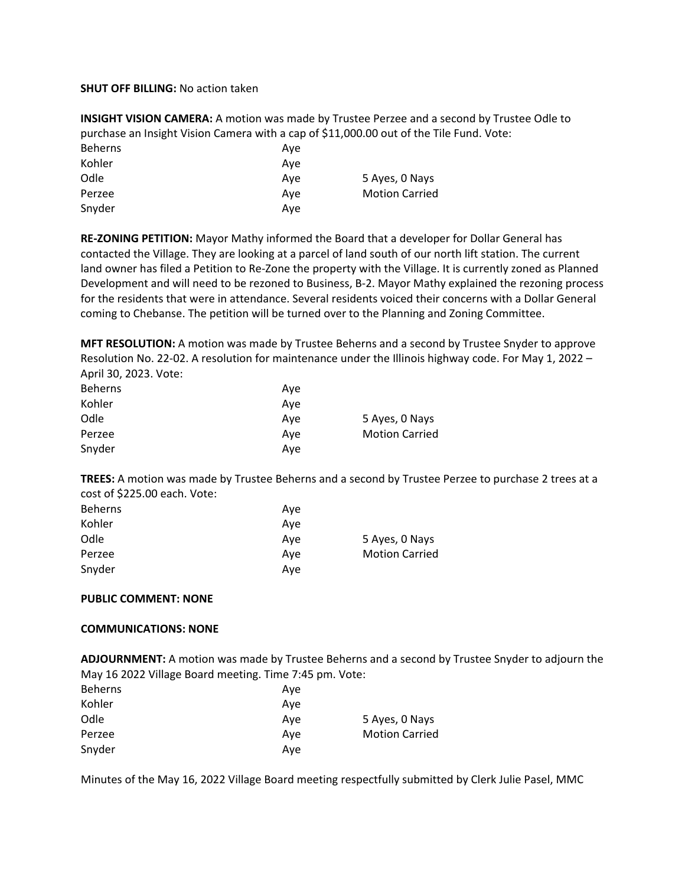**SHUT OFF BILLING:** No action taken

**INSIGHT VISION CAMERA:** A motion was made by Trustee Perzee and a second by Trustee Odle to purchase an Insight Vision Camera with a cap of $11,000.00 out of the Tile Fund. Vote:

| | | |
|---|---|---|
| Beherns | Aye | |
| Kohler | Aye | |
| Odle | Aye | 5 Ayes, 0 Nays |
| Perzee | Aye | Motion Carried |
| Snyder | Aye | |

**RE-ZONING PETITION:** Mayor Mathy informed the Board that a developer for Dollar General has contacted the Village. They are looking at a parcel of land south of our north lift station. The current land owner has filed a Petition to Re-Zone the property with the Village. It is currently zoned as Planned Development and will need to be rezoned to Business, B-2. Mayor Mathy explained the rezoning process for the residents that were in attendance. Several residents voiced their concerns with a Dollar General coming to Chebanse. The petition will be turned over to the Planning and Zoning Committee.

**MFT RESOLUTION:** A motion was made by Trustee Beherns and a second by Trustee Snyder to approve Resolution No. 22-02. A resolution for maintenance under the Illinois highway code. For May 1, 2022 – April 30, 2023. Vote:

| | | |
|---|---|---|
| Beherns | Aye | |
| Kohler | Aye | |
| Odle | Aye | 5 Ayes, 0 Nays |
| Perzee | Aye | Motion Carried |
| Snyder | Aye | |

**TREES:** A motion was made by Trustee Beherns and a second by Trustee Perzee to purchase 2 trees at a cost of $225.00 each. Vote:

| | | |
|---|---|---|
| Beherns | Aye | |
| Kohler | Aye | |
| Odle | Aye | 5 Ayes, 0 Nays |
| Perzee | Aye | Motion Carried |
| Snyder | Aye | |

**PUBLIC COMMENT: NONE**

**COMMUNICATIONS: NONE**

**ADJOURNMENT:** A motion was made by Trustee Beherns and a second by Trustee Snyder to adjourn the May 16 2022 Village Board meeting. Time 7:45 pm. Vote:

| | | |
|---|---|---|
| Beherns | Aye | |
| Kohler | Aye | |
| Odle | Aye | 5 Ayes, 0 Nays |
| Perzee | Aye | Motion Carried |
| Snyder | Aye | |

Minutes of the May 16, 2022 Village Board meeting respectfully submitted by Clerk Julie Pasel, MMC